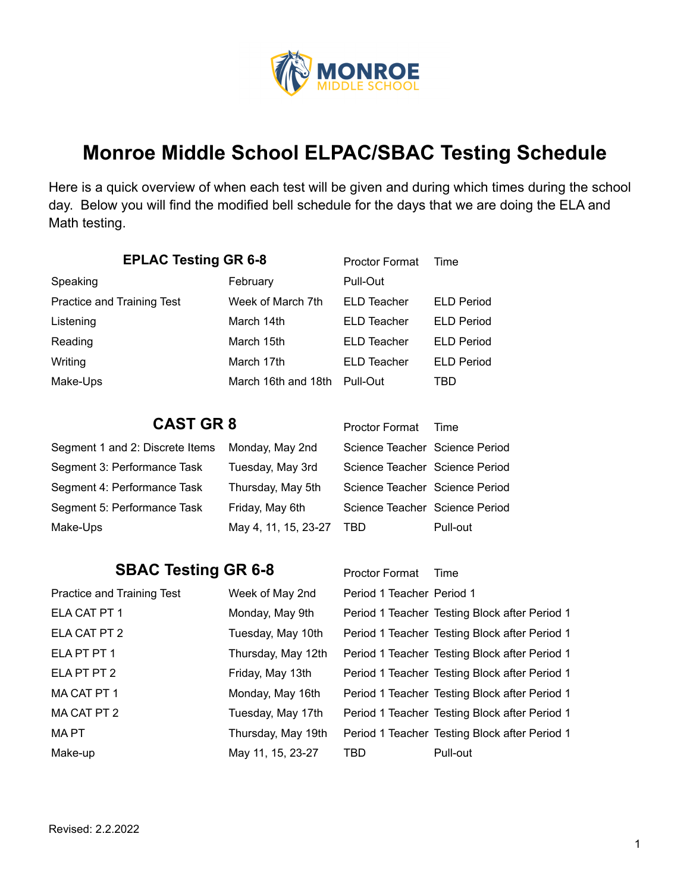MONROE MIDDLE SCHOOL

# Monroe Middle School ELPAC/SBAC Testing Schedule

Here is a quick overview of when each test will be given and during which times during the school day. Below you will find the modified bell schedule for the days that we are doing the ELA and Math testing.

| EPLAC Testing GR 6-8 | | Proctor Format | Time |
|---|---|---|---|
| Speaking | February | Pull-Out | |
| Practice and Training Test | Week of March 7th | ELD Teacher | ELD Period |
| Listening | March 14th | ELD Teacher | ELD Period |
| Reading | March 15th | ELD Teacher | ELD Period |
| Writing | March 17th | ELD Teacher | ELD Period |
| Make-Ups | March 16th and 18th | Pull-Out | TBD |

| CAST GR 8 | | Proctor Format | Time |
|---|---|---|---|
| Segment 1 and 2: Discrete Items | Monday, May 2nd | Science Teacher | Science Period |
| Segment 3: Performance Task | Tuesday, May 3rd | Science Teacher | Science Period |
| Segment 4: Performance Task | Thursday, May 5th | Science Teacher | Science Period |
| Segment 5: Performance Task | Friday, May 6th | Science Teacher | Science Period |
| Make-Ups | May 4, 11, 15, 23-27 | TBD | Pull-out |

| SBAC Testing GR 6-8 | | Proctor Format | Time |
|---|---|---|---|
| Practice and Training Test | Week of May 2nd | Period 1 Teacher | Period 1 |
| ELA CAT PT 1 | Monday, May 9th | Period 1 Teacher | Testing Block after Period 1 |
| ELA CAT PT 2 | Tuesday, May 10th | Period 1 Teacher | Testing Block after Period 1 |
| ELA PT PT 1 | Thursday, May 12th | Period 1 Teacher | Testing Block after Period 1 |
| ELA PT PT 2 | Friday, May 13th | Period 1 Teacher | Testing Block after Period 1 |
| MA CAT PT 1 | Monday, May 16th | Period 1 Teacher | Testing Block after Period 1 |
| MA CAT PT 2 | Tuesday, May 17th | Period 1 Teacher | Testing Block after Period 1 |
| MA PT | Thursday, May 19th | Period 1 Teacher | Testing Block after Period 1 |
| Make-up | May 11, 15, 23-27 | TBD | Pull-out |

Revised: 2.2.2022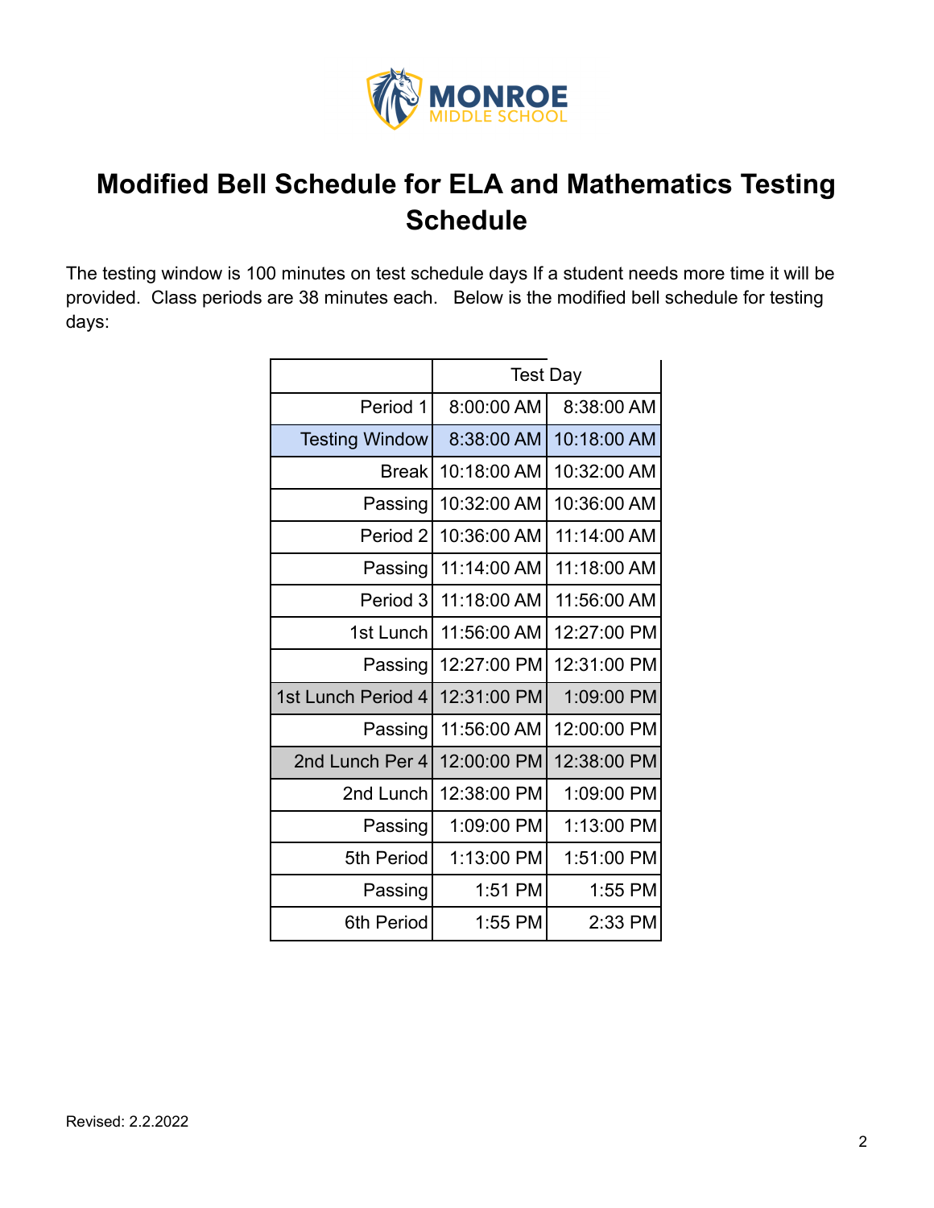MONROE
MIDDLE SCHOOL

# Modified Bell Schedule for ELA and Mathematics Testing Schedule

The testing window is 100 minutes on test schedule days If a student needs more time it will be provided. Class periods are 38 minutes each. Below is the modified bell schedule for testing days:

| | Test Day | |
|---|---|---|
| Period 1 | 8:00:00 AM | 8:38:00 AM |
| Testing Window | 8:38:00 AM | 10:18:00 AM |
| Break | 10:18:00 AM | 10:32:00 AM |
| Passing | 10:32:00 AM | 10:36:00 AM |
| Period 2 | 10:36:00 AM | 11:14:00 AM |
| Passing | 11:14:00 AM | 11:18:00 AM |
| Period 3 | 11:18:00 AM | 11:56:00 AM |
| 1st Lunch | 11:56:00 AM | 12:27:00 PM |
| Passing | 12:27:00 PM | 12:31:00 PM |
| 1st Lunch Period 4 | 12:31:00 PM | 1:09:00 PM |
| Passing | 11:56:00 AM | 12:00:00 PM |
| 2nd Lunch Per 4 | 12:00:00 PM | 12:38:00 PM |
| 2nd Lunch | 12:38:00 PM | 1:09:00 PM |
| Passing | 1:09:00 PM | 1:13:00 PM |
| 5th Period | 1:13:00 PM | 1:51:00 PM |
| Passing | 1:51 PM | 1:55 PM |
| 6th Period | 1:55 PM | 2:33 PM |

Revised: 2.2.2022